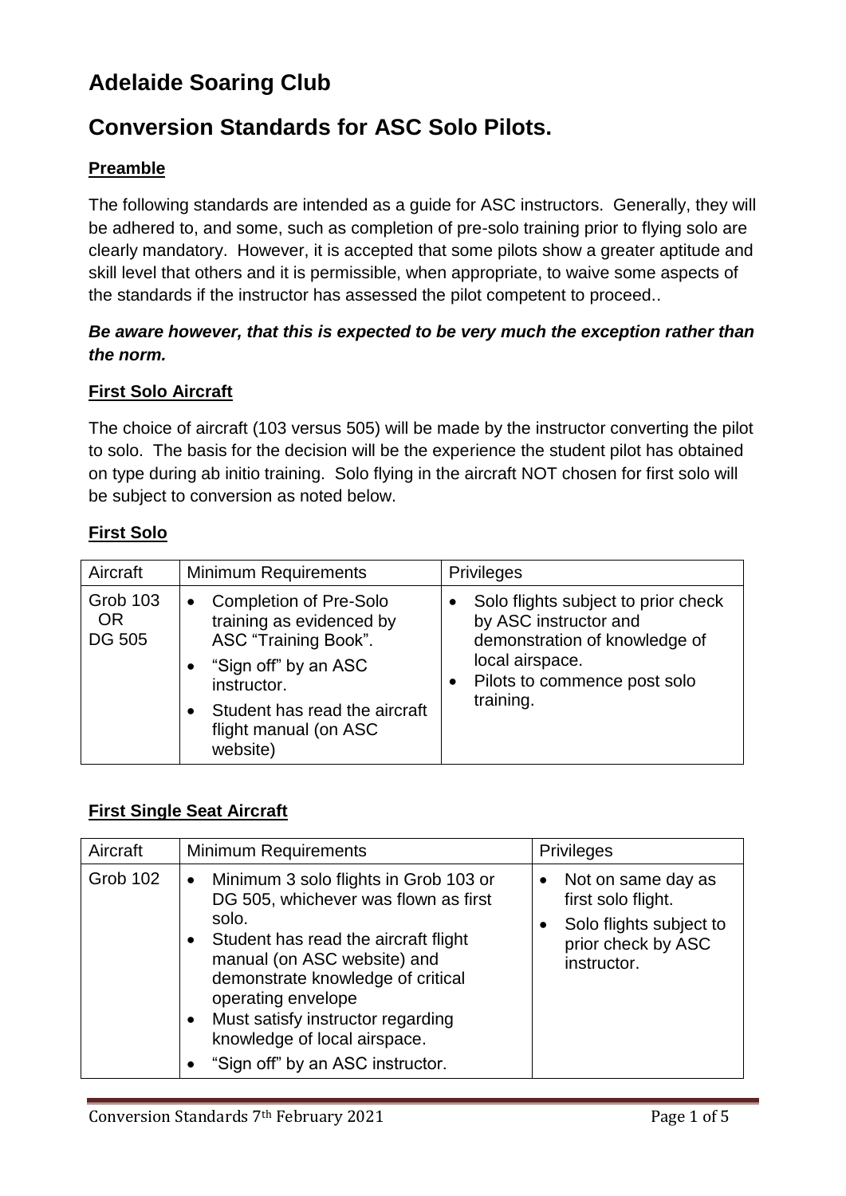# Adelaide Soaring Club

# Conversion Standards for ASC Solo Pilots.

## Preamble

The following standards are intended as a guide for ASC instructors. Generally, they will be adhered to, and some, such as completion of pre-solo training prior to flying solo are clearly mandatory. However, it is accepted that some pilots show a greater aptitude and skill level that others and it is permissible, when appropriate, to waive some aspects of the standards if the instructor has assessed the pilot competent to proceed..

***Be aware however, that this is expected to be very much the exception rather than the norm.***

## First Solo Aircraft

The choice of aircraft (103 versus 505) will be made by the instructor converting the pilot to solo. The basis for the decision will be the experience the student pilot has obtained on type during ab initio training. Solo flying in the aircraft NOT chosen for first solo will be subject to conversion as noted below.

## First Solo

| Aircraft | Minimum Requirements | Privileges |
|---|---|---|
| Grob 103 OR DG 505 | • Completion of Pre-Solo training as evidenced by ASC "Training Book".<br>• "Sign off" by an ASC instructor.<br>• Student has read the aircraft flight manual (on ASC website) | • Solo flights subject to prior check by ASC instructor and demonstration of knowledge of local airspace.<br>• Pilots to commence post solo training. |

## First Single Seat Aircraft

| Aircraft | Minimum Requirements | Privileges |
|---|---|---|
| Grob 102 | • Minimum 3 solo flights in Grob 103 or DG 505, whichever was flown as first solo.<br>• Student has read the aircraft flight manual (on ASC website) and demonstrate knowledge of critical operating envelope<br>• Must satisfy instructor regarding knowledge of local airspace.<br>• "Sign off" by an ASC instructor. | • Not on same day as first solo flight.<br>• Solo flights subject to prior check by ASC instructor. |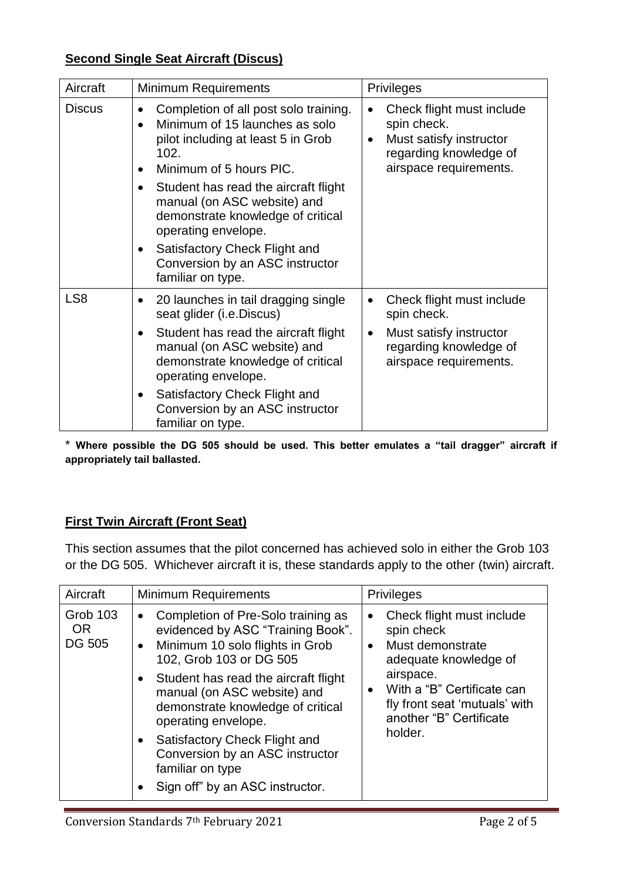## Second Single Seat Aircraft (Discus)

| Aircraft | Minimum Requirements | Privileges |
|---|---|---|
| Discus | • Completion of all post solo training.<br>• Minimum of 15 launches as solo pilot including at least 5 in Grob 102.<br>• Minimum of 5 hours PIC.<br>• Student has read the aircraft flight manual (on ASC website) and demonstrate knowledge of critical operating envelope.<br>• Satisfactory Check Flight and Conversion by an ASC instructor familiar on type. | • Check flight must include spin check.<br>• Must satisfy instructor regarding knowledge of airspace requirements. |
| LS8 | • 20 launches in tail dragging single seat glider (i.e.Discus)<br>• Student has read the aircraft flight manual (on ASC website) and demonstrate knowledge of critical operating envelope.<br>• Satisfactory Check Flight and Conversion by an ASC instructor familiar on type. | • Check flight must include spin check.<br>• Must satisfy instructor regarding knowledge of airspace requirements. |

\* **Where possible the DG 505 should be used. This better emulates a "tail dragger" aircraft if appropriately tail ballasted.**

## First Twin Aircraft (Front Seat)

This section assumes that the pilot concerned has achieved solo in either the Grob 103 or the DG 505. Whichever aircraft it is, these standards apply to the other (twin) aircraft.

| Aircraft | Minimum Requirements | Privileges |
|---|---|---|
| Grob 103 OR DG 505 | • Completion of Pre-Solo training as evidenced by ASC "Training Book".<br>• Minimum 10 solo flights in Grob 102, Grob 103 or DG 505<br>• Student has read the aircraft flight manual (on ASC website) and demonstrate knowledge of critical operating envelope.<br>• Satisfactory Check Flight and Conversion by an ASC instructor familiar on type<br>• Sign off" by an ASC instructor. | • Check flight must include spin check<br>• Must demonstrate adequate knowledge of airspace.<br>• With a "B" Certificate can fly front seat 'mutuals' with another "B" Certificate holder. |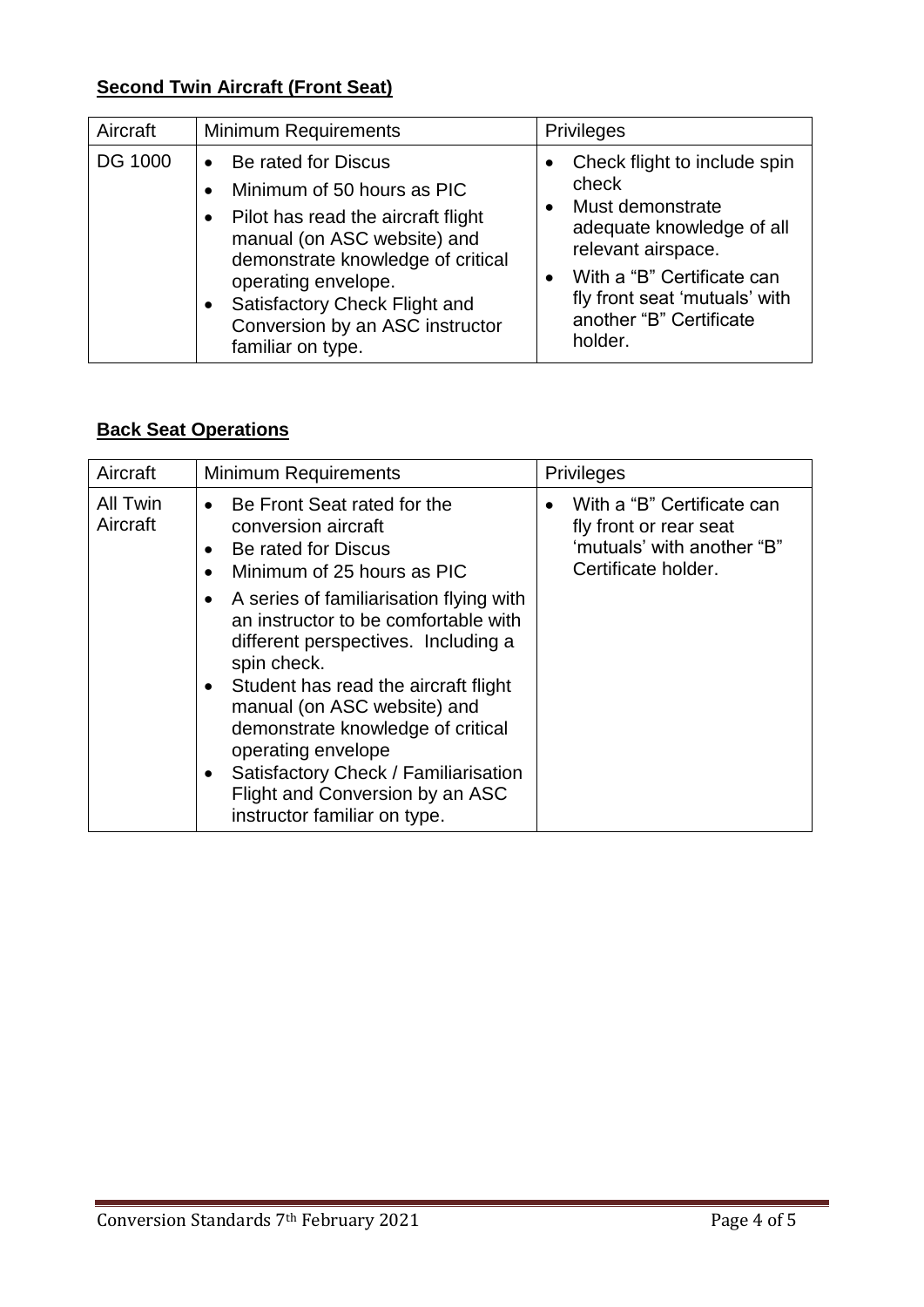**Second Twin Aircraft (Front Seat)**

| Aircraft | Minimum Requirements | Privileges |
|---|---|---|
| DG 1000 | • Be rated for Discus<br>• Minimum of 50 hours as PIC<br>• Pilot has read the aircraft flight manual (on ASC website) and demonstrate knowledge of critical operating envelope.<br>• Satisfactory Check Flight and Conversion by an ASC instructor familiar on type. | • Check flight to include spin check<br>• Must demonstrate adequate knowledge of all relevant airspace.<br>• With a "B" Certificate can fly front seat 'mutuals' with another "B" Certificate holder. |

**Back Seat Operations**

| Aircraft | Minimum Requirements | Privileges |
|---|---|---|
| All Twin Aircraft | • Be Front Seat rated for the conversion aircraft<br>• Be rated for Discus<br>• Minimum of 25 hours as PIC<br>• A series of familiarisation flying with an instructor to be comfortable with different perspectives. Including a spin check.<br>• Student has read the aircraft flight manual (on ASC website) and demonstrate knowledge of critical operating envelope<br>• Satisfactory Check / Familiarisation Flight and Conversion by an ASC instructor familiar on type. | • With a "B" Certificate can fly front or rear seat 'mutuals' with another "B" Certificate holder. |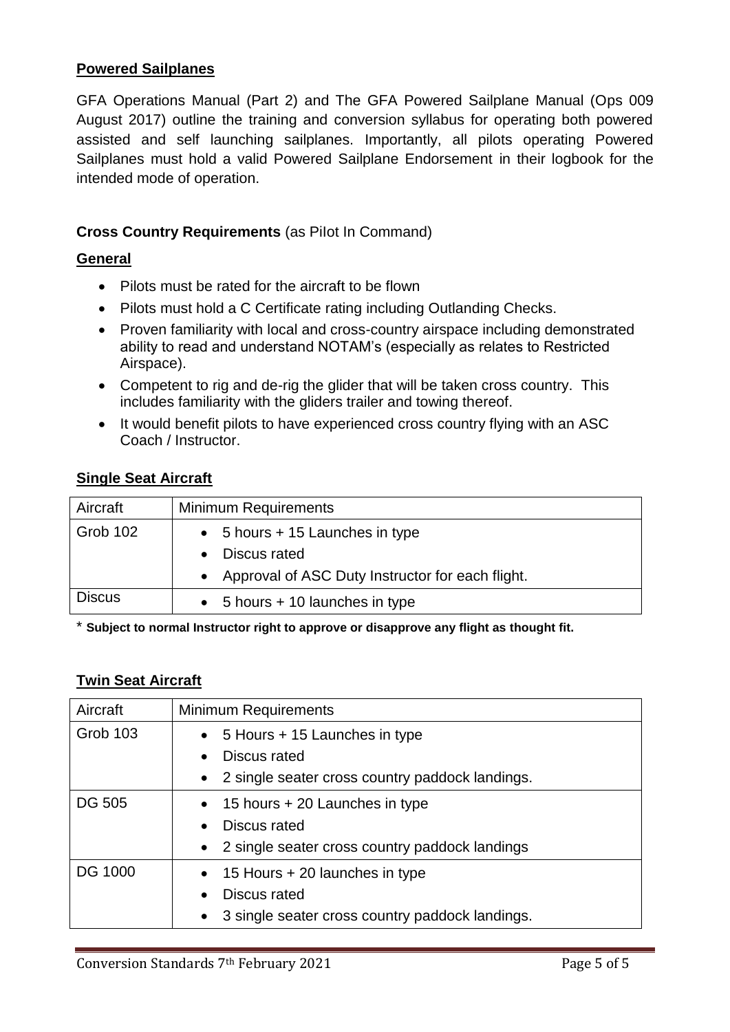## Powered Sailplanes

GFA Operations Manual (Part 2) and The GFA Powered Sailplane Manual (Ops 009 August 2017) outline the training and conversion syllabus for operating both powered assisted and self launching sailplanes. Importantly, all pilots operating Powered Sailplanes must hold a valid Powered Sailplane Endorsement in their logbook for the intended mode of operation.

**Cross Country Requirements** (as PiIot In Command)

## General

- Pilots must be rated for the aircraft to be flown
- Pilots must hold a C Certificate rating including Outlanding Checks.
- Proven familiarity with local and cross-country airspace including demonstrated ability to read and understand NOTAM's (especially as relates to Restricted Airspace).
- Competent to rig and de-rig the glider that will be taken cross country. This includes familiarity with the gliders trailer and towing thereof.
- It would benefit pilots to have experienced cross country flying with an ASC Coach / Instructor.

## Single Seat Aircraft

| Aircraft | Minimum Requirements |
| --- | --- |
| Grob 102 | • 5 hours + 15 Launches in type<br>• Discus rated<br>• Approval of ASC Duty Instructor for each flight. |
| Discus | • 5 hours + 10 launches in type |

\* **Subject to normal Instructor right to approve or disapprove any flight as thought fit.**

## Twin Seat Aircraft

| Aircraft | Minimum Requirements |
| --- | --- |
| Grob 103 | • 5 Hours + 15 Launches in type<br>• Discus rated<br>• 2 single seater cross country paddock landings. |
| DG 505 | • 15 hours + 20 Launches in type<br>• Discus rated<br>• 2 single seater cross country paddock landings |
| DG 1000 | • 15 Hours + 20 launches in type<br>• Discus rated<br>• 3 single seater cross country paddock landings. |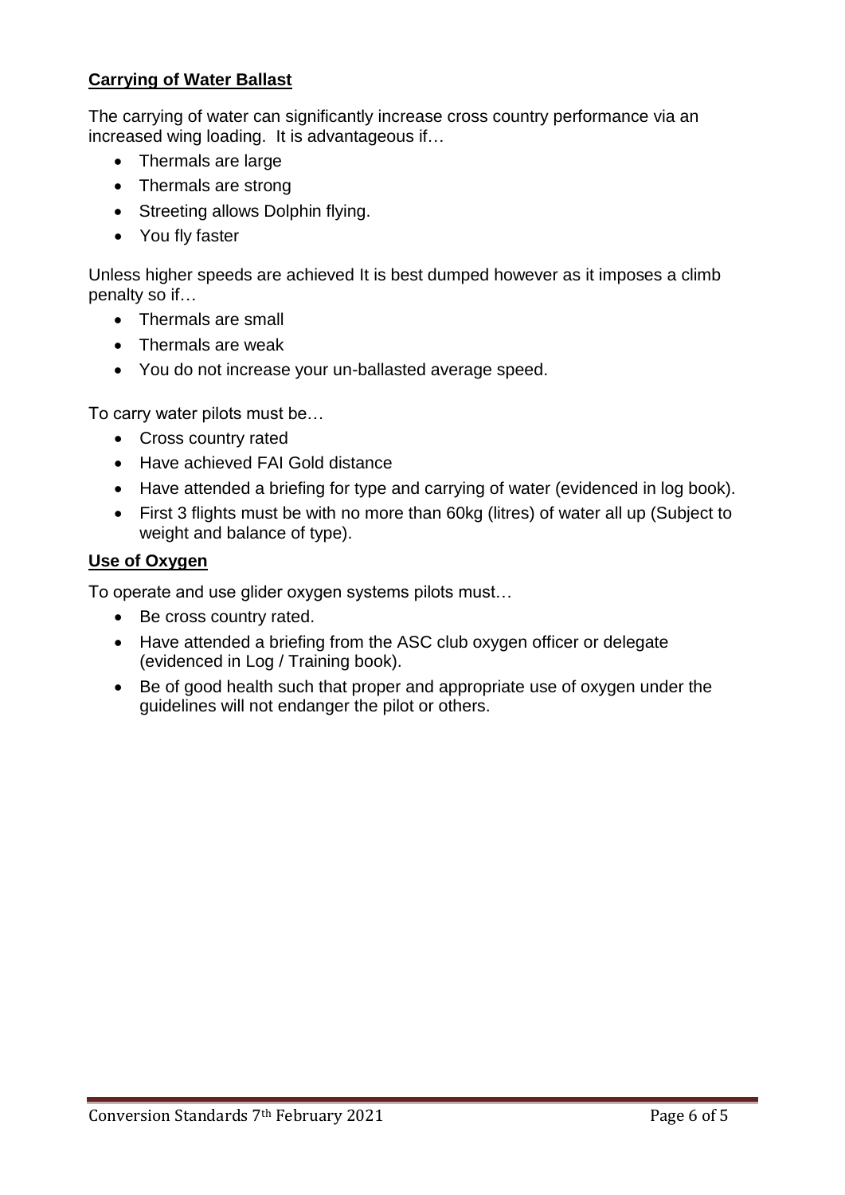## Carrying of Water Ballast

The carrying of water can significantly increase cross country performance via an increased wing loading. It is advantageous if…

- Thermals are large
- Thermals are strong
- Streeting allows Dolphin flying.
- You fly faster

Unless higher speeds are achieved It is best dumped however as it imposes a climb penalty so if…

- Thermals are small
- Thermals are weak
- You do not increase your un-ballasted average speed.

To carry water pilots must be…

- Cross country rated
- Have achieved FAI Gold distance
- Have attended a briefing for type and carrying of water (evidenced in log book).
- First 3 flights must be with no more than 60kg (litres) of water all up (Subject to weight and balance of type).

## Use of Oxygen

To operate and use glider oxygen systems pilots must…

- Be cross country rated.
- Have attended a briefing from the ASC club oxygen officer or delegate (evidenced in Log / Training book).
- Be of good health such that proper and appropriate use of oxygen under the guidelines will not endanger the pilot or others.